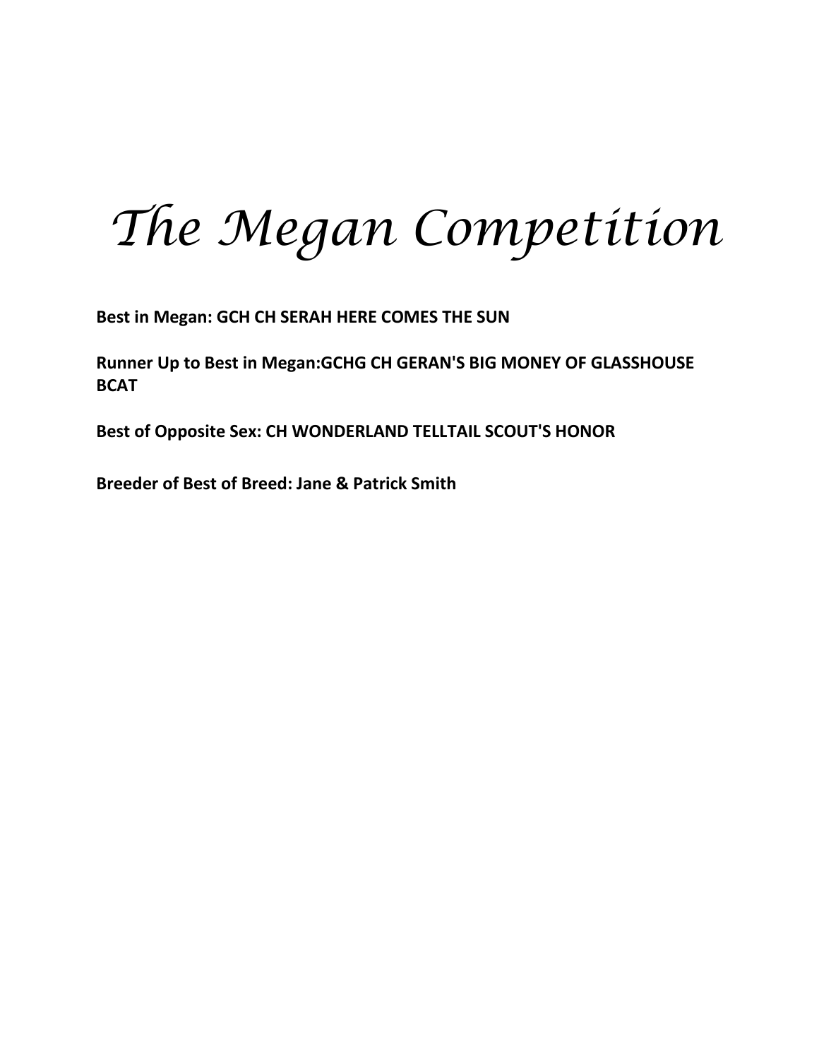# The Megan Competition

**Best in Megan: GCH CH SERAH HERE COMES THE SUN**

**Runner Up to Best in Megan:GCHG CH GERAN'S BIG MONEY OF GLASSHOUSE BCAT**

**Best of Opposite Sex: CH WONDERLAND TELLTAIL SCOUT'S HONOR**

**Breeder of Best of Breed: Jane & Patrick Smith**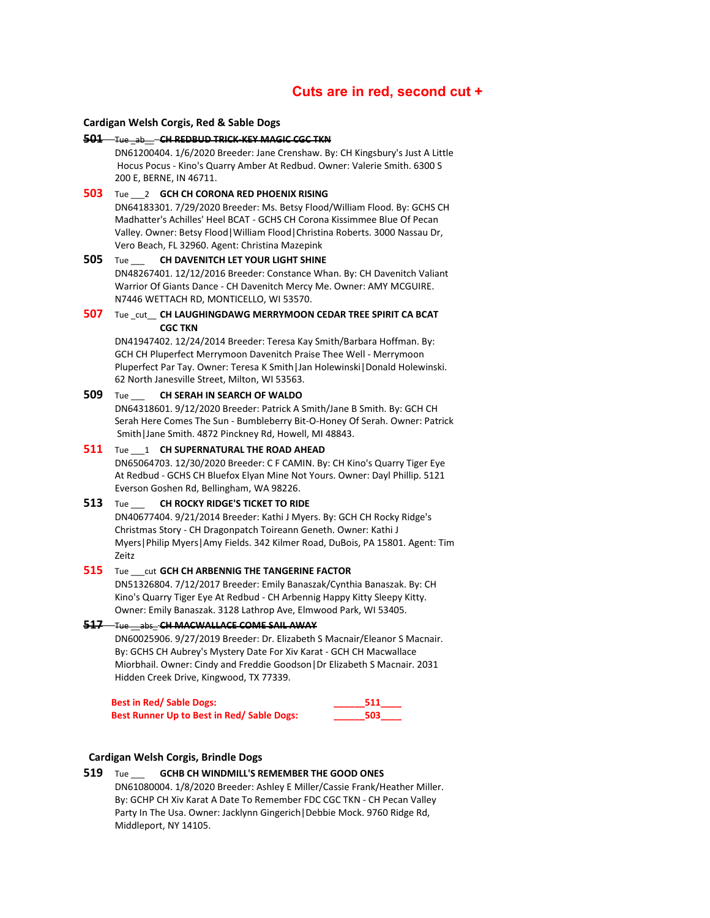## Cuts are in red, second cut +

### Cardigan Welsh Corgis, Red & Sable Dogs

~~**501** Tue _ab__ **CH REDBUD TRICK-KEY MAGIC CGC TKN**~~
DN61200404. 1/6/2020 Breeder: Jane Crenshaw. By: CH Kingsbury's Just A Little Hocus Pocus - Kino's Quarry Amber At Redbud. Owner: Valerie Smith. 6300 S 200 E, BERNE, IN 46711.

**503** Tue ___2 **GCH CH CORONA RED PHOENIX RISING**
DN64183301. 7/29/2020 Breeder: Ms. Betsy Flood/William Flood. By: GCHS CH Madhatter's Achilles' Heel BCAT - GCHS CH Corona Kissimmee Blue Of Pecan Valley. Owner: Betsy Flood|William Flood|Christina Roberts. 3000 Nassau Dr, Vero Beach, FL 32960. Agent: Christina Mazepink

**505** Tue ___ **CH DAVENITCH LET YOUR LIGHT SHINE**
DN48267401. 12/12/2016 Breeder: Constance Whan. By: CH Davenitch Valiant Warrior Of Giants Dance - CH Davenitch Mercy Me. Owner: AMY MCGUIRE. N7446 WETTACH RD, MONTICELLO, WI 53570.

**507** Tue _cut__ **CH LAUGHINGDAWG MERRYMOON CEDAR TREE SPIRIT CA BCAT CGC TKN**
DN41947402. 12/24/2014 Breeder: Teresa Kay Smith/Barbara Hoffman. By: GCH CH Pluperfect Merrymoon Davenitch Praise Thee Well - Merrymoon Pluperfect Par Tay. Owner: Teresa K Smith|Jan Holewinski|Donald Holewinski. 62 North Janesville Street, Milton, WI 53563.

**509** Tue ___ **CH SERAH IN SEARCH OF WALDO**
DN64318601. 9/12/2020 Breeder: Patrick A Smith/Jane B Smith. By: GCH CH Serah Here Comes The Sun - Bumbleberry Bit-O-Honey Of Serah. Owner: Patrick Smith|Jane Smith. 4872 Pinckney Rd, Howell, MI 48843.

**511** Tue ___1 **CH SUPERNATURAL THE ROAD AHEAD**
DN65064703. 12/30/2020 Breeder: C F CAMIN. By: CH Kino's Quarry Tiger Eye At Redbud - GCHS CH Bluefox Elyan Mine Not Yours. Owner: Dayl Phillip. 5121 Everson Goshen Rd, Bellingham, WA 98226.

**513** Tue ___ **CH ROCKY RIDGE'S TICKET TO RIDE**
DN40677404. 9/21/2014 Breeder: Kathi J Myers. By: GCH CH Rocky Ridge's Christmas Story - CH Dragonpatch Toireann Geneth. Owner: Kathi J Myers|Philip Myers|Amy Fields. 342 Kilmer Road, DuBois, PA 15801. Agent: Tim Zeitz

**515** Tue ___cut **GCH CH ARBENNIG THE TANGERINE FACTOR**
DN51326804. 7/12/2017 Breeder: Emily Banaszak/Cynthia Banaszak. By: CH Kino's Quarry Tiger Eye At Redbud - CH Arbennig Happy Kitty Sleepy Kitty. Owner: Emily Banaszak. 3128 Lathrop Ave, Elmwood Park, WI 53405.

~~**517** Tue __abs_ **CH MACWALLACE COME SAIL AWAY**~~
DN60025906. 9/27/2019 Breeder: Dr. Elizabeth S Macnair/Eleanor S Macnair. By: GCHS CH Aubrey's Mystery Date For Xiv Karat - GCH CH Macwallace Miorbhail. Owner: Cindy and Freddie Goodson|Dr Elizabeth S Macnair. 2031 Hidden Creek Drive, Kingwood, TX 77339.

**Best in Red/ Sable Dogs:** ______511____
**Best Runner Up to Best in Red/ Sable Dogs:** ______503____

### Cardigan Welsh Corgis, Brindle Dogs

**519** Tue ___ **GCHB CH WINDMILL'S REMEMBER THE GOOD ONES**
DN61080004. 1/8/2020 Breeder: Ashley E Miller/Cassie Frank/Heather Miller. By: GCHP CH Xiv Karat A Date To Remember FDC CGC TKN - CH Pecan Valley Party In The Usa. Owner: Jacklynn Gingerich|Debbie Mock. 9760 Ridge Rd, Middleport, NY 14105.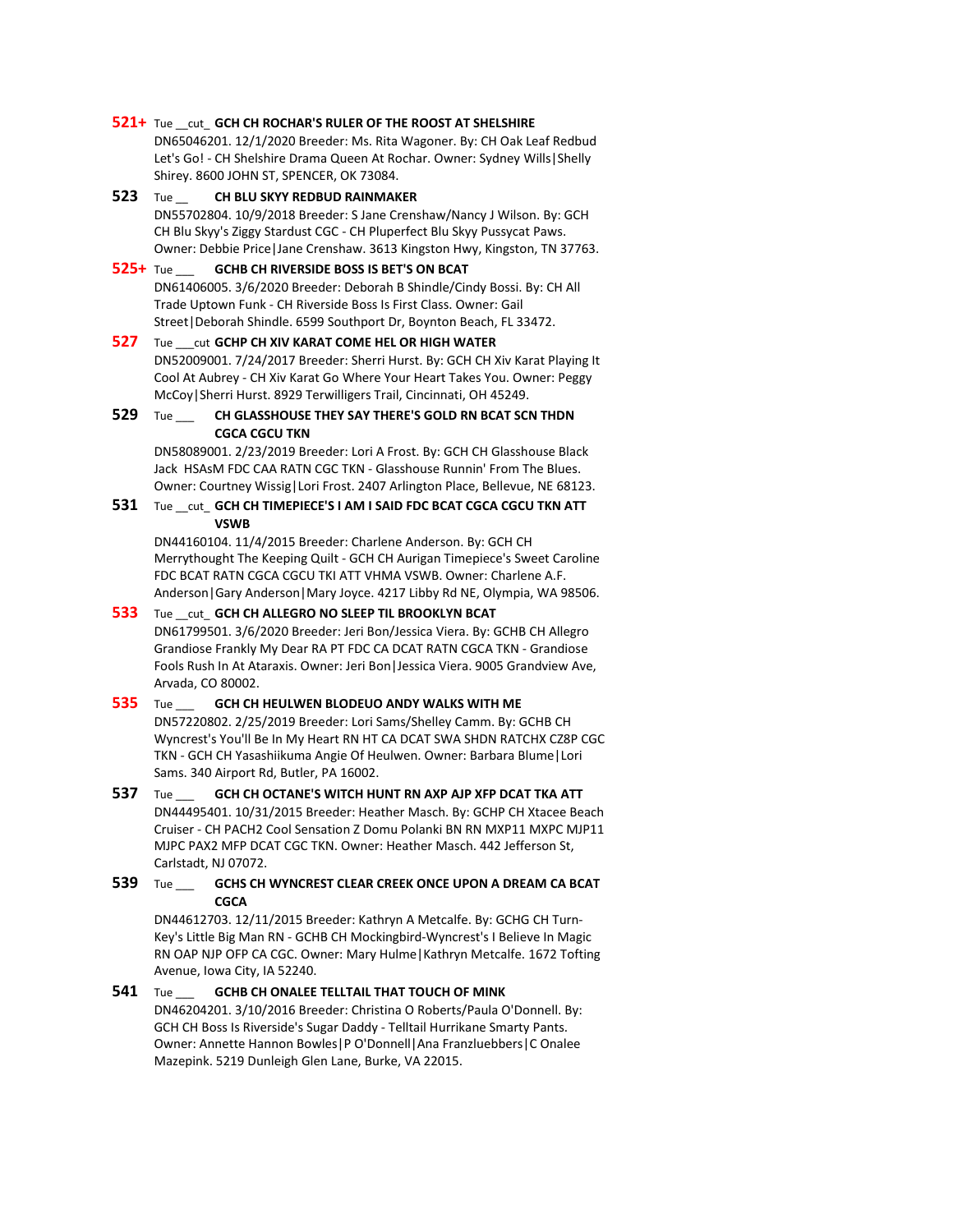**521+** Tue \_\_cut\_ **GCH CH ROCHAR'S RULER OF THE ROOST AT SHELSHIRE**
DN65046201. 12/1/2020 Breeder: Ms. Rita Wagoner. By: CH Oak Leaf Redbud Let's Go! - CH Shelshire Drama Queen At Rochar. Owner: Sydney Wills|Shelly Shirey. 8600 JOHN ST, SPENCER, OK 73084.

**523** Tue \_\_ **CH BLU SKYY REDBUD RAINMAKER**
DN55702804. 10/9/2018 Breeder: S Jane Crenshaw/Nancy J Wilson. By: GCH CH Blu Skyy's Ziggy Stardust CGC - CH Pluperfect Blu Skyy Pussycat Paws. Owner: Debbie Price|Jane Crenshaw. 3613 Kingston Hwy, Kingston, TN 37763.

**525+** Tue \_\_\_ **GCHB CH RIVERSIDE BOSS IS BET'S ON BCAT**
DN61406005. 3/6/2020 Breeder: Deborah B Shindle/Cindy Bossi. By: CH All Trade Uptown Funk - CH Riverside Boss Is First Class. Owner: Gail Street|Deborah Shindle. 6599 Southport Dr, Boynton Beach, FL 33472.

**527** Tue \_\_\_cut **GCHP CH XIV KARAT COME HEL OR HIGH WATER**
DN52009001. 7/24/2017 Breeder: Sherri Hurst. By: GCH CH Xiv Karat Playing It Cool At Aubrey - CH Xiv Karat Go Where Your Heart Takes You. Owner: Peggy McCoy|Sherri Hurst. 8929 Terwilligers Trail, Cincinnati, OH 45249.

**529** Tue \_\_\_ **CH GLASSHOUSE THEY SAY THERE'S GOLD RN BCAT SCN THDN CGCA CGCU TKN**
DN58089001. 2/23/2019 Breeder: Lori A Frost. By: GCH CH Glasshouse Black Jack HSAsM FDC CAA RATN CGC TKN - Glasshouse Runnin' From The Blues. Owner: Courtney Wissig|Lori Frost. 2407 Arlington Place, Bellevue, NE 68123.

**531** Tue \_\_cut\_ **GCH CH TIMEPIECE'S I AM I SAID FDC BCAT CGCA CGCU TKN ATT VSWB**
DN44160104. 11/4/2015 Breeder: Charlene Anderson. By: GCH CH Merrythought The Keeping Quilt - GCH CH Aurigan Timepiece's Sweet Caroline FDC BCAT RATN CGCA CGCU TKI ATT VHMA VSWB. Owner: Charlene A.F. Anderson|Gary Anderson|Mary Joyce. 4217 Libby Rd NE, Olympia, WA 98506.

**533** Tue \_\_cut\_ **GCH CH ALLEGRO NO SLEEP TIL BROOKLYN BCAT**
DN61799501. 3/6/2020 Breeder: Jeri Bon/Jessica Viera. By: GCHB CH Allegro Grandiose Frankly My Dear RA PT FDC CA DCAT RATN CGCA TKN - Grandiose Fools Rush In At Ataraxis. Owner: Jeri Bon|Jessica Viera. 9005 Grandview Ave, Arvada, CO 80002.

**535** Tue \_\_\_ **GCH CH HEULWEN BLODEUO ANDY WALKS WITH ME**
DN57220802. 2/25/2019 Breeder: Lori Sams/Shelley Camm. By: GCHB CH Wyncrest's You'll Be In My Heart RN HT CA DCAT SWA SHDN RATCHX CZ8P CGC TKN - GCH CH Yasashiikuma Angie Of Heulwen. Owner: Barbara Blume|Lori Sams. 340 Airport Rd, Butler, PA 16002.

**537** Tue \_\_\_ **GCH CH OCTANE'S WITCH HUNT RN AXP AJP XFP DCAT TKA ATT**
DN44495401. 10/31/2015 Breeder: Heather Masch. By: GCHP CH Xtacee Beach Cruiser - CH PACH2 Cool Sensation Z Domu Polanki BN RN MXP11 MXPC MJP11 MJPC PAX2 MFP DCAT CGC TKN. Owner: Heather Masch. 442 Jefferson St, Carlstadt, NJ 07072.

**539** Tue \_\_\_ **GCHS CH WYNCREST CLEAR CREEK ONCE UPON A DREAM CA BCAT CGCA**
DN44612703. 12/11/2015 Breeder: Kathryn A Metcalfe. By: GCHG CH Turn-Key's Little Big Man RN - GCHB CH Mockingbird-Wyncrest's I Believe In Magic RN OAP NJP OFP CA CGC. Owner: Mary Hulme|Kathryn Metcalfe. 1672 Tofting Avenue, Iowa City, IA 52240.

**541** Tue \_\_\_ **GCHB CH ONALEE TELLTAIL THAT TOUCH OF MINK**
DN46204201. 3/10/2016 Breeder: Christina O Roberts/Paula O'Donnell. By: GCH CH Boss Is Riverside's Sugar Daddy - Telltail Hurrikane Smarty Pants. Owner: Annette Hannon Bowles|P O'Donnell|Ana Franzluebbers|C Onalee Mazepink. 5219 Dunleigh Glen Lane, Burke, VA 22015.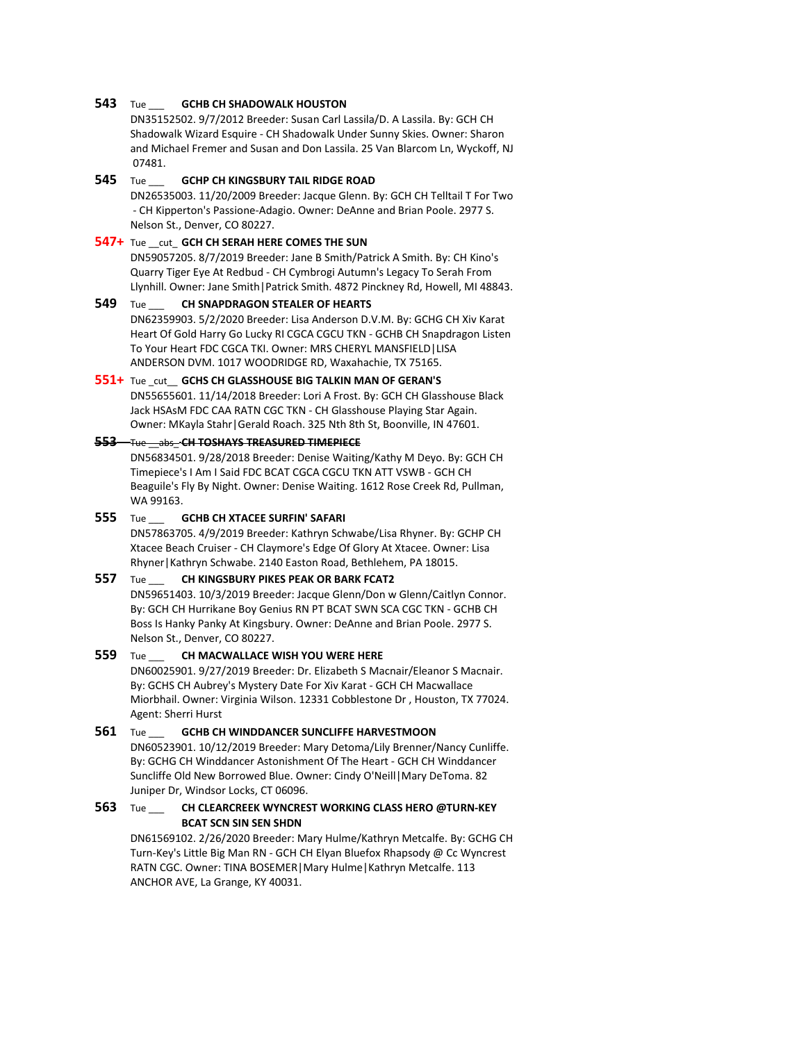**543** Tue ___ **GCHB CH SHADOWALK HOUSTON**
DN35152502. 9/7/2012 Breeder: Susan Carl Lassila/D. A Lassila. By: GCH CH Shadowalk Wizard Esquire - CH Shadowalk Under Sunny Skies. Owner: Sharon and Michael Fremer and Susan and Don Lassila. 25 Van Blarcom Ln, Wyckoff, NJ 07481.

**545** Tue ___ **GCHP CH KINGSBURY TAIL RIDGE ROAD**
DN26535003. 11/20/2009 Breeder: Jacque Glenn. By: GCH CH Telltail T For Two - CH Kipperton's Passione-Adagio. Owner: DeAnne and Brian Poole. 2977 S. Nelson St., Denver, CO 80227.

**547+** Tue __cut_ **GCH CH SERAH HERE COMES THE SUN**
DN59057205. 8/7/2019 Breeder: Jane B Smith/Patrick A Smith. By: CH Kino's Quarry Tiger Eye At Redbud - CH Cymbrogi Autumn's Legacy To Serah From Llynhill. Owner: Jane Smith|Patrick Smith. 4872 Pinckney Rd, Howell, MI 48843.

**549** Tue ___ **CH SNAPDRAGON STEALER OF HEARTS**
DN62359903. 5/2/2020 Breeder: Lisa Anderson D.V.M. By: GCHG CH Xiv Karat Heart Of Gold Harry Go Lucky RI CGCA CGCU TKN - GCHB CH Snapdragon Listen To Your Heart FDC CGCA TKI. Owner: MRS CHERYL MANSFIELD|LISA ANDERSON DVM. 1017 WOODRIDGE RD, Waxahachie, TX 75165.

**551+** Tue _cut__ **GCHS CH GLASSHOUSE BIG TALKIN MAN OF GERAN'S**
DN55655601. 11/14/2018 Breeder: Lori A Frost. By: GCH CH Glasshouse Black Jack HSAsM FDC CAA RATN CGC TKN - CH Glasshouse Playing Star Again. Owner: MKayla Stahr|Gerald Roach. 325 Nth 8th St, Boonville, IN 47601.

~~**553** Tue __abs_ **CH TOSHAYS TREASURED TIMEPIECE**~~
DN56834501. 9/28/2018 Breeder: Denise Waiting/Kathy M Deyo. By: GCH CH Timepiece's I Am I Said FDC BCAT CGCA CGCU TKN ATT VSWB - GCH CH Beaguile's Fly By Night. Owner: Denise Waiting. 1612 Rose Creek Rd, Pullman, WA 99163.

**555** Tue ___ **GCHB CH XTACEE SURFIN' SAFARI**
DN57863705. 4/9/2019 Breeder: Kathryn Schwabe/Lisa Rhyner. By: GCHP CH Xtacee Beach Cruiser - CH Claymore's Edge Of Glory At Xtacee. Owner: Lisa Rhyner|Kathryn Schwabe. 2140 Easton Road, Bethlehem, PA 18015.

**557** Tue ___ **CH KINGSBURY PIKES PEAK OR BARK FCAT2**
DN59651403. 10/3/2019 Breeder: Jacque Glenn/Don w Glenn/Caitlyn Connor. By: GCH CH Hurrikane Boy Genius RN PT BCAT SWN SCA CGC TKN - GCHB CH Boss Is Hanky Panky At Kingsbury. Owner: DeAnne and Brian Poole. 2977 S. Nelson St., Denver, CO 80227.

**559** Tue ___ **CH MACWALLACE WISH YOU WERE HERE**
DN60025901. 9/27/2019 Breeder: Dr. Elizabeth S Macnair/Eleanor S Macnair. By: GCHS CH Aubrey's Mystery Date For Xiv Karat - GCH CH Macwallace Miorbhail. Owner: Virginia Wilson. 12331 Cobblestone Dr , Houston, TX 77024. Agent: Sherri Hurst

**561** Tue ___ **GCHB CH WINDDANCER SUNCLIFFE HARVESTMOON**
DN60523901. 10/12/2019 Breeder: Mary Detoma/Lily Brenner/Nancy Cunliffe. By: GCHG CH Winddancer Astonishment Of The Heart - GCH CH Winddancer Suncliffe Old New Borrowed Blue. Owner: Cindy O'Neill|Mary DeToma. 82 Juniper Dr, Windsor Locks, CT 06096.

**563** Tue ___ **CH CLEARCREEK WYNCREST WORKING CLASS HERO @TURN-KEY BCAT SCN SIN SEN SHDN**
DN61569102. 2/26/2020 Breeder: Mary Hulme/Kathryn Metcalfe. By: GCHG CH Turn-Key's Little Big Man RN - GCH CH Elyan Bluefox Rhapsody @ Cc Wyncrest RATN CGC. Owner: TINA BOSEMER|Mary Hulme|Kathryn Metcalfe. 113 ANCHOR AVE, La Grange, KY 40031.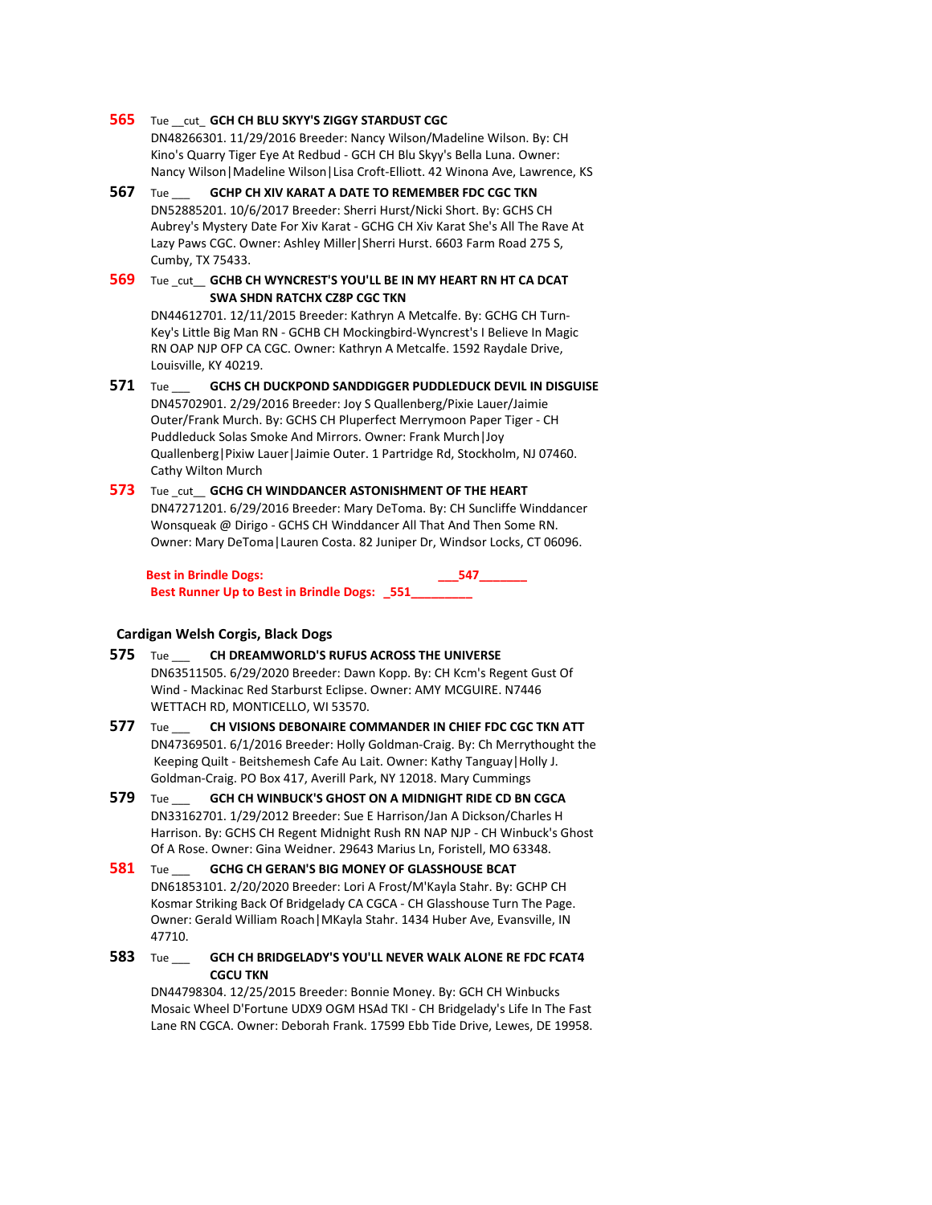**565** Tue __cut_ **GCH CH BLU SKYY'S ZIGGY STARDUST CGC**
DN48266301. 11/29/2016 Breeder: Nancy Wilson/Madeline Wilson. By: CH Kino's Quarry Tiger Eye At Redbud - GCH CH Blu Skyy's Bella Luna. Owner: Nancy Wilson|Madeline Wilson|Lisa Croft-Elliott. 42 Winona Ave, Lawrence, KS

**567** Tue ___ **GCHP CH XIV KARAT A DATE TO REMEMBER FDC CGC TKN**
DN52885201. 10/6/2017 Breeder: Sherri Hurst/Nicki Short. By: GCHS CH Aubrey's Mystery Date For Xiv Karat - GCHG CH Xiv Karat She's All The Rave At Lazy Paws CGC. Owner: Ashley Miller|Sherri Hurst. 6603 Farm Road 275 S, Cumby, TX 75433.

**569** Tue _cut__ **GCHB CH WYNCREST'S YOU'LL BE IN MY HEART RN HT CA DCAT SWA SHDN RATCHX CZ8P CGC TKN**
DN44612701. 12/11/2015 Breeder: Kathryn A Metcalfe. By: GCHG CH Turn-Key's Little Big Man RN - GCHB CH Mockingbird-Wyncrest's I Believe In Magic RN OAP NJP OFP CA CGC. Owner: Kathryn A Metcalfe. 1592 Raydale Drive, Louisville, KY 40219.

**571** Tue ___ **GCHS CH DUCKPOND SANDDIGGER PUDDLEDUCK DEVIL IN DISGUISE**
DN45702901. 2/29/2016 Breeder: Joy S Quallenberg/Pixie Lauer/Jaimie Outer/Frank Murch. By: GCHS CH Pluperfect Merrymoon Paper Tiger - CH Puddleduck Solas Smoke And Mirrors. Owner: Frank Murch|Joy Quallenberg|Pixiw Lauer|Jaimie Outer. 1 Partridge Rd, Stockholm, NJ 07460. Cathy Wilton Murch

**573** Tue _cut__ **GCHG CH WINDDANCER ASTONISHMENT OF THE HEART**
DN47271201. 6/29/2016 Breeder: Mary DeToma. By: CH Suncliffe Winddancer Wonsqueak @ Dirigo - GCHS CH Winddancer All That And Then Some RN. Owner: Mary DeToma|Lauren Costa. 82 Juniper Dr, Windsor Locks, CT 06096.

**Best in Brindle Dogs:** ___547_______
**Best Runner Up to Best in Brindle Dogs:** _551_________

## Cardigan Welsh Corgis, Black Dogs

**575** Tue ___ **CH DREAMWORLD'S RUFUS ACROSS THE UNIVERSE**
DN63511505. 6/29/2020 Breeder: Dawn Kopp. By: CH Kcm's Regent Gust Of Wind - Mackinac Red Starburst Eclipse. Owner: AMY MCGUIRE. N7446 WETTACH RD, MONTICELLO, WI 53570.

**577** Tue ___ **CH VISIONS DEBONAIRE COMMANDER IN CHIEF FDC CGC TKN ATT**
DN47369501. 6/1/2016 Breeder: Holly Goldman-Craig. By: Ch Merrythought the Keeping Quilt - Beitshemesh Cafe Au Lait. Owner: Kathy Tanguay|Holly J. Goldman-Craig. PO Box 417, Averill Park, NY 12018. Mary Cummings

**579** Tue ___ **GCH CH WINBUCK'S GHOST ON A MIDNIGHT RIDE CD BN CGCA**
DN33162701. 1/29/2012 Breeder: Sue E Harrison/Jan A Dickson/Charles H Harrison. By: GCHS CH Regent Midnight Rush RN NAP NJP - CH Winbuck's Ghost Of A Rose. Owner: Gina Weidner. 29643 Marius Ln, Foristell, MO 63348.

**581** Tue ___ **GCHG CH GERAN'S BIG MONEY OF GLASSHOUSE BCAT**
DN61853101. 2/20/2020 Breeder: Lori A Frost/M'Kayla Stahr. By: GCHP CH Kosmar Striking Back Of Bridgelady CA CGCA - CH Glasshouse Turn The Page. Owner: Gerald William Roach|MKayla Stahr. 1434 Huber Ave, Evansville, IN 47710.

**583** Tue ___ **GCH CH BRIDGELADY'S YOU'LL NEVER WALK ALONE RE FDC FCAT4 CGCU TKN**
DN44798304. 12/25/2015 Breeder: Bonnie Money. By: GCH CH Winbucks Mosaic Wheel D'Fortune UDX9 OGM HSAd TKI - CH Bridgelady's Life In The Fast Lane RN CGCA. Owner: Deborah Frank. 17599 Ebb Tide Drive, Lewes, DE 19958.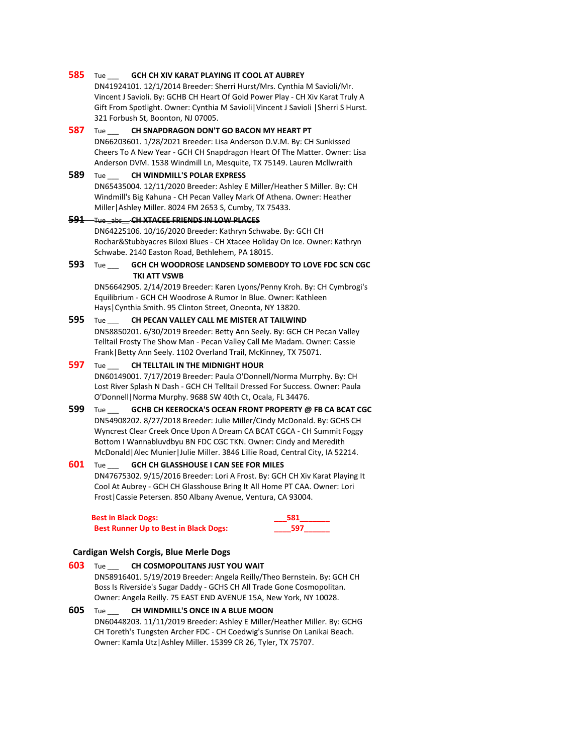**585** Tue ___ **GCH CH XIV KARAT PLAYING IT COOL AT AUBREY**
DN41924101. 12/1/2014 Breeder: Sherri Hurst/Mrs. Cynthia M Savioli/Mr. Vincent J Savioli. By: GCHB CH Heart Of Gold Power Play - CH Xiv Karat Truly A Gift From Spotlight. Owner: Cynthia M Savioli|Vincent J Savioli |Sherri S Hurst. 321 Forbush St, Boonton, NJ 07005.

**587** Tue ___ **CH SNAPDRAGON DON'T GO BACON MY HEART PT**
DN66203601. 1/28/2021 Breeder: Lisa Anderson D.V.M. By: CH Sunkissed Cheers To A New Year - GCH CH Snapdragon Heart Of The Matter. Owner: Lisa Anderson DVM. 1538 Windmill Ln, Mesquite, TX 75149. Lauren Mcllwraith

**589** Tue ___ **CH WINDMILL'S POLAR EXPRESS**
DN65435004. 12/11/2020 Breeder: Ashley E Miller/Heather S Miller. By: CH Windmill's Big Kahuna - CH Pecan Valley Mark Of Athena. Owner: Heather Miller|Ashley Miller. 8024 FM 2653 S, Cumby, TX 75433.

~~**591** Tue _abs__ **CH XTACEE FRIENDS IN LOW PLACES**~~
DN64225106. 10/16/2020 Breeder: Kathryn Schwabe. By: GCH CH Rochar&Stubbyacres Biloxi Blues - CH Xtacee Holiday On Ice. Owner: Kathryn Schwabe. 2140 Easton Road, Bethlehem, PA 18015.

**593** Tue ___ **GCH CH WOODROSE LANDSEND SOMEBODY TO LOVE FDC SCN CGC TKI ATT VSWB**
DN56642905. 2/14/2019 Breeder: Karen Lyons/Penny Kroh. By: CH Cymbrogi's Equilibrium - GCH CH Woodrose A Rumor In Blue. Owner: Kathleen Hays|Cynthia Smith. 95 Clinton Street, Oneonta, NY 13820.

**595** Tue ___ **CH PECAN VALLEY CALL ME MISTER AT TAILWIND**
DN58850201. 6/30/2019 Breeder: Betty Ann Seely. By: GCH CH Pecan Valley Telltail Frosty The Show Man - Pecan Valley Call Me Madam. Owner: Cassie Frank|Betty Ann Seely. 1102 Overland Trail, McKinney, TX 75071.

**597** Tue ___ **CH TELLTAIL IN THE MIDNIGHT HOUR**
DN60149001. 7/17/2019 Breeder: Paula O'Donnell/Norma Murrphy. By: CH Lost River Splash N Dash - GCH CH Telltail Dressed For Success. Owner: Paula O'Donnell|Norma Murphy. 9688 SW 40th Ct, Ocala, FL 34476.

**599** Tue ___ **GCHB CH KEEROCKA'S OCEAN FRONT PROPERTY @ FB CA BCAT CGC**
DN54908202. 8/27/2018 Breeder: Julie Miller/Cindy McDonald. By: GCHS CH Wyncrest Clear Creek Once Upon A Dream CA BCAT CGCA - CH Summit Foggy Bottom I Wannabluvdbyu BN FDC CGC TKN. Owner: Cindy and Meredith McDonald|Alec Munier|Julie Miller. 3846 Lillie Road, Central City, IA 52214.

**601** Tue ___ **GCH CH GLASSHOUSE I CAN SEE FOR MILES**
DN47675302. 9/15/2016 Breeder: Lori A Frost. By: GCH CH Xiv Karat Playing It Cool At Aubrey - GCH CH Glasshouse Bring It All Home PT CAA. Owner: Lori Frost|Cassie Petersen. 850 Albany Avenue, Ventura, CA 93004.

**Best in Black Dogs:** ___581_______
**Best Runner Up to Best in Black Dogs:** ____597______

## Cardigan Welsh Corgis, Blue Merle Dogs

**603** Tue ___ **CH COSMOPOLITANS JUST YOU WAIT**
DN58916401. 5/19/2019 Breeder: Angela Reilly/Theo Bernstein. By: GCH CH Boss Is Riverside's Sugar Daddy - GCHS CH All Trade Gone Cosmopolitan. Owner: Angela Reilly. 75 EAST END AVENUE 15A, New York, NY 10028.

**605** Tue ___ **CH WINDMILL'S ONCE IN A BLUE MOON**
DN60448203. 11/11/2019 Breeder: Ashley E Miller/Heather Miller. By: GCHG CH Toreth's Tungsten Archer FDC - CH Coedwig's Sunrise On Lanikai Beach. Owner: Kamla Utz|Ashley Miller. 15399 CR 26, Tyler, TX 75707.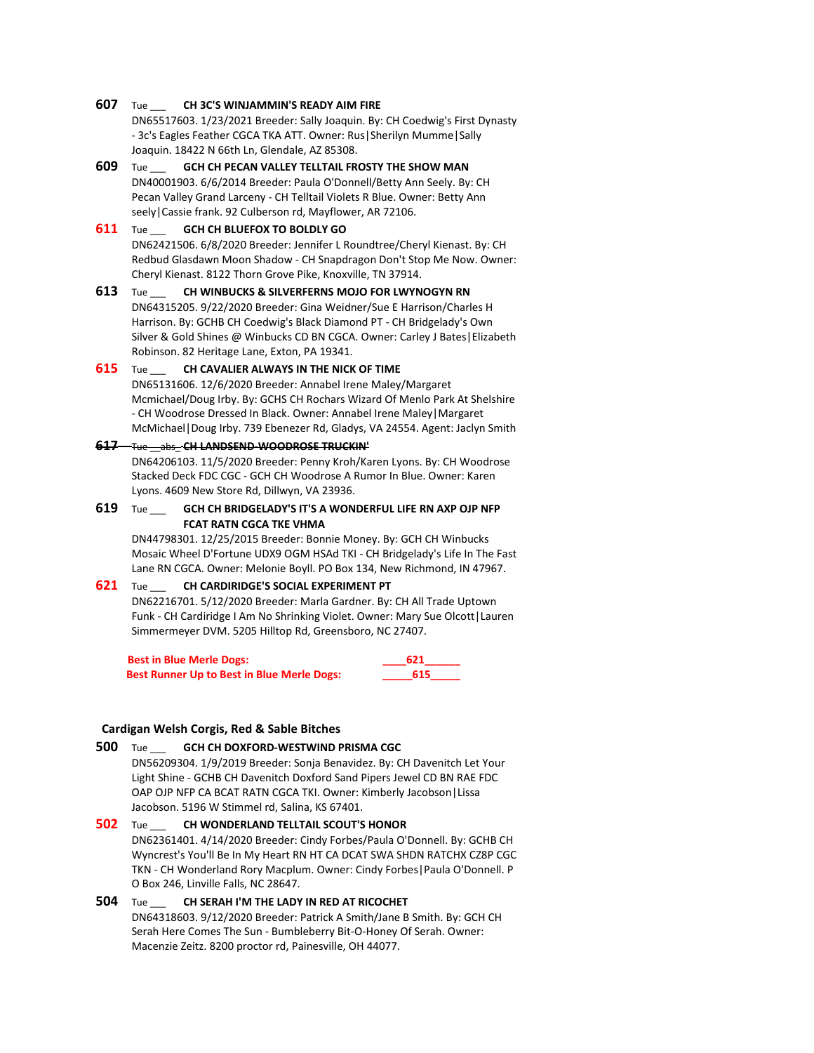**607** Tue ___ **CH 3C'S WINJAMMIN'S READY AIM FIRE**
DN65517603. 1/23/2021 Breeder: Sally Joaquin. By: CH Coedwig's First Dynasty - 3c's Eagles Feather CGCA TKA ATT. Owner: Rus|Sherilyn Mumme|Sally Joaquin. 18422 N 66th Ln, Glendale, AZ 85308.

**609** Tue ___ **GCH CH PECAN VALLEY TELLTAIL FROSTY THE SHOW MAN**
DN40001903. 6/6/2014 Breeder: Paula O'Donnell/Betty Ann Seely. By: CH Pecan Valley Grand Larceny - CH Telltail Violets R Blue. Owner: Betty Ann seely|Cassie frank. 92 Culberson rd, Mayflower, AR 72106.

**611** Tue ___ **GCH CH BLUEFOX TO BOLDLY GO**
DN62421506. 6/8/2020 Breeder: Jennifer L Roundtree/Cheryl Kienast. By: CH Redbud Glasdawn Moon Shadow - CH Snapdragon Don't Stop Me Now. Owner: Cheryl Kienast. 8122 Thorn Grove Pike, Knoxville, TN 37914.

**613** Tue ___ **CH WINBUCKS & SILVERFERNS MOJO FOR LWYNOGYN RN**
DN64315205. 9/22/2020 Breeder: Gina Weidner/Sue E Harrison/Charles H Harrison. By: GCHB CH Coedwig's Black Diamond PT - CH Bridgelady's Own Silver & Gold Shines @ Winbucks CD BN CGCA. Owner: Carley J Bates|Elizabeth Robinson. 82 Heritage Lane, Exton, PA 19341.

**615** Tue ___ **CH CAVALIER ALWAYS IN THE NICK OF TIME**
DN65131606. 12/6/2020 Breeder: Annabel Irene Maley/Margaret Mcmichael/Doug Irby. By: GCHS CH Rochars Wizard Of Menlo Park At Shelshire - CH Woodrose Dressed In Black. Owner: Annabel Irene Maley|Margaret McMichael|Doug Irby. 739 Ebenezer Rd, Gladys, VA 24554. Agent: Jaclyn Smith

~~**617** Tue __abs_ **CH LANDSEND-WOODROSE TRUCKIN'**~~
DN64206103. 11/5/2020 Breeder: Penny Kroh/Karen Lyons. By: CH Woodrose Stacked Deck FDC CGC - GCH CH Woodrose A Rumor In Blue. Owner: Karen Lyons. 4609 New Store Rd, Dillwyn, VA 23936.

**619** Tue ___ **GCH CH BRIDGELADY'S IT'S A WONDERFUL LIFE RN AXP OJP NFP FCAT RATN CGCA TKE VHMA**
DN44798301. 12/25/2015 Breeder: Bonnie Money. By: GCH CH Winbucks Mosaic Wheel D'Fortune UDX9 OGM HSAd TKI - CH Bridgelady's Life In The Fast Lane RN CGCA. Owner: Melonie Boyll. PO Box 134, New Richmond, IN 47967.

**621** Tue ___ **CH CARDIRIDGE'S SOCIAL EXPERIMENT PT**
DN62216701. 5/12/2020 Breeder: Marla Gardner. By: CH All Trade Uptown Funk - CH Cardiridge I Am No Shrinking Violet. Owner: Mary Sue Olcott|Lauren Simmermeyer DVM. 5205 Hilltop Rd, Greensboro, NC 27407.

**Best in Blue Merle Dogs:** ____621______
**Best Runner Up to Best in Blue Merle Dogs:** _____615_____

### Cardigan Welsh Corgis, Red & Sable Bitches

**500** Tue ___ **GCH CH DOXFORD-WESTWIND PRISMA CGC**
DN56209304. 1/9/2019 Breeder: Sonja Benavidez. By: CH Davenitch Let Your Light Shine - GCHB CH Davenitch Doxford Sand Pipers Jewel CD BN RAE FDC OAP OJP NFP CA BCAT RATN CGCA TKI. Owner: Kimberly Jacobson|Lissa Jacobson. 5196 W Stimmel rd, Salina, KS 67401.

**502** Tue ___ **CH WONDERLAND TELLTAIL SCOUT'S HONOR**
DN62361401. 4/14/2020 Breeder: Cindy Forbes/Paula O'Donnell. By: GCHB CH Wyncrest's You'll Be In My Heart RN HT CA DCAT SWA SHDN RATCHX CZ8P CGC TKN - CH Wonderland Rory Macplum. Owner: Cindy Forbes|Paula O'Donnell. P O Box 246, Linville Falls, NC 28647.

**504** Tue ___ **CH SERAH I'M THE LADY IN RED AT RICOCHET**
DN64318603. 9/12/2020 Breeder: Patrick A Smith/Jane B Smith. By: GCH CH Serah Here Comes The Sun - Bumbleberry Bit-O-Honey Of Serah. Owner: Macenzie Zeitz. 8200 proctor rd, Painesville, OH 44077.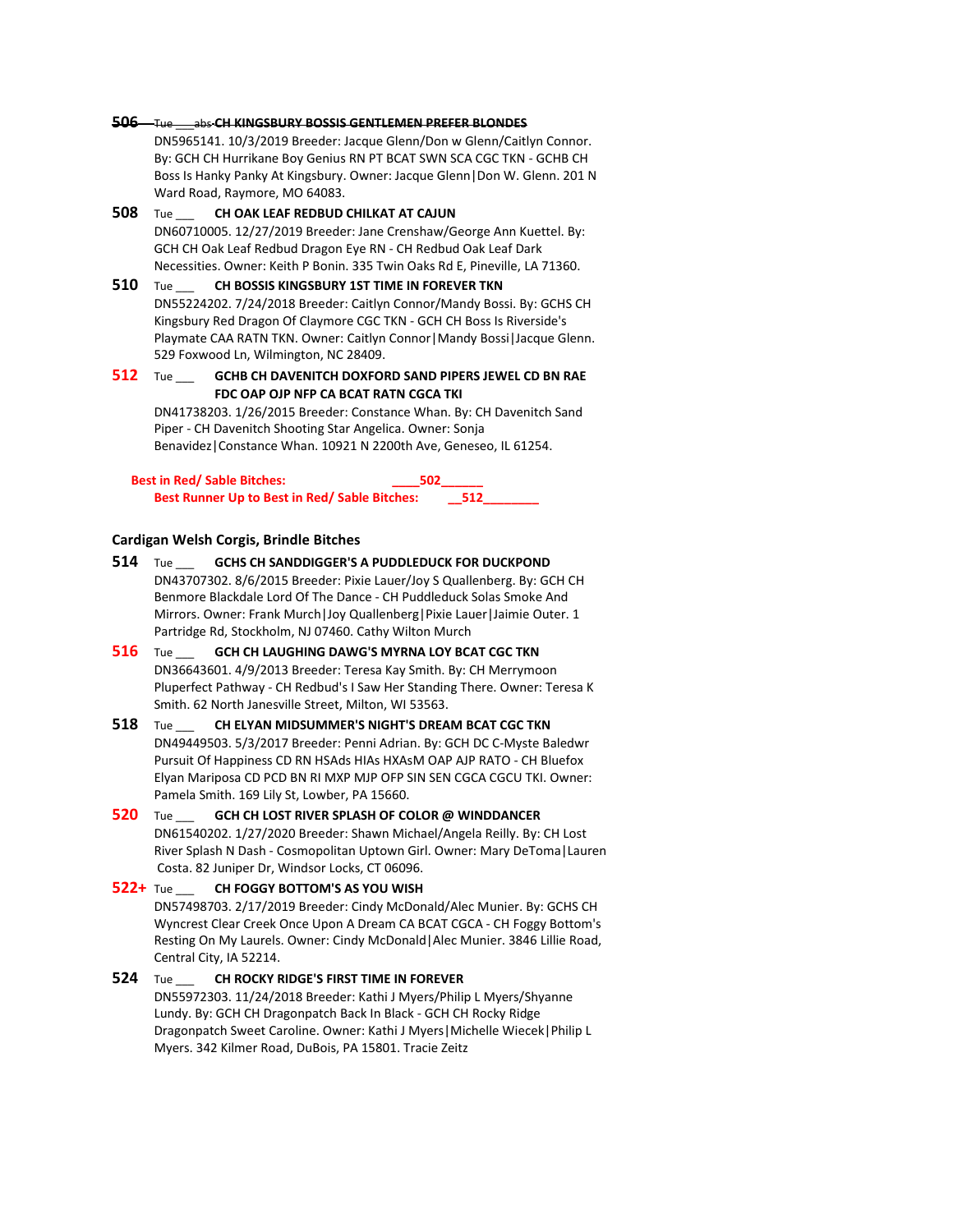~~**506** Tue ___ abs **CH KINGSBURY BOSSIS GENTLEMEN PREFER BLONDES**~~
DN5965141. 10/3/2019 Breeder: Jacque Glenn/Don w Glenn/Caitlyn Connor. By: GCH CH Hurrikane Boy Genius RN PT BCAT SWN SCA CGC TKN - GCHB CH Boss Is Hanky Panky At Kingsbury. Owner: Jacque Glenn|Don W. Glenn. 201 N Ward Road, Raymore, MO 64083.

**508** Tue ___ **CH OAK LEAF REDBUD CHILKAT AT CAJUN**
DN60710005. 12/27/2019 Breeder: Jane Crenshaw/George Ann Kuettel. By: GCH CH Oak Leaf Redbud Dragon Eye RN - CH Redbud Oak Leaf Dark Necessities. Owner: Keith P Bonin. 335 Twin Oaks Rd E, Pineville, LA 71360.

**510** Tue ___ **CH BOSSIS KINGSBURY 1ST TIME IN FOREVER TKN**
DN55224202. 7/24/2018 Breeder: Caitlyn Connor/Mandy Bossi. By: GCHS CH Kingsbury Red Dragon Of Claymore CGC TKN - GCH CH Boss Is Riverside's Playmate CAA RATN TKN. Owner: Caitlyn Connor|Mandy Bossi|Jacque Glenn. 529 Foxwood Ln, Wilmington, NC 28409.

**512** Tue ___ **GCHB CH DAVENITCH DOXFORD SAND PIPERS JEWEL CD BN RAE FDC OAP OJP NFP CA BCAT RATN CGCA TKI**
DN41738203. 1/26/2015 Breeder: Constance Whan. By: CH Davenitch Sand Piper - CH Davenitch Shooting Star Angelica. Owner: Sonja Benavidez|Constance Whan. 10921 N 2200th Ave, Geneseo, IL 61254.

**Best in Red/ Sable Bitches:** ____502______
**Best Runner Up to Best in Red/ Sable Bitches:** __512________

## Cardigan Welsh Corgis, Brindle Bitches

**514** Tue ___ **GCHS CH SANDDIGGER'S A PUDDLEDUCK FOR DUCKPOND**
DN43707302. 8/6/2015 Breeder: Pixie Lauer/Joy S Quallenberg. By: GCH CH Benmore Blackdale Lord Of The Dance - CH Puddleduck Solas Smoke And Mirrors. Owner: Frank Murch|Joy Quallenberg|Pixie Lauer|Jaimie Outer. 1 Partridge Rd, Stockholm, NJ 07460. Cathy Wilton Murch

**516** Tue ___ **GCH CH LAUGHING DAWG'S MYRNA LOY BCAT CGC TKN**
DN36643601. 4/9/2013 Breeder: Teresa Kay Smith. By: CH Merrymoon Pluperfect Pathway - CH Redbud's I Saw Her Standing There. Owner: Teresa K Smith. 62 North Janesville Street, Milton, WI 53563.

**518** Tue ___ **CH ELYAN MIDSUMMER'S NIGHT'S DREAM BCAT CGC TKN**
DN49449503. 5/3/2017 Breeder: Penni Adrian. By: GCH DC C-Myste Baledwr Pursuit Of Happiness CD RN HSAds HIAs HXAsM OAP AJP RATO - CH Bluefox Elyan Mariposa CD PCD BN RI MXP MJP OFP SIN SEN CGCA CGCU TKI. Owner: Pamela Smith. 169 Lily St, Lowber, PA 15660.

**520** Tue ___ **GCH CH LOST RIVER SPLASH OF COLOR @ WINDDANCER**
DN61540202. 1/27/2020 Breeder: Shawn Michael/Angela Reilly. By: CH Lost River Splash N Dash - Cosmopolitan Uptown Girl. Owner: Mary DeToma|Lauren Costa. 82 Juniper Dr, Windsor Locks, CT 06096.

**522+** Tue ___ **CH FOGGY BOTTOM'S AS YOU WISH**
DN57498703. 2/17/2019 Breeder: Cindy McDonald/Alec Munier. By: GCHS CH Wyncrest Clear Creek Once Upon A Dream CA BCAT CGCA - CH Foggy Bottom's Resting On My Laurels. Owner: Cindy McDonald|Alec Munier. 3846 Lillie Road, Central City, IA 52214.

**524** Tue ___ **CH ROCKY RIDGE'S FIRST TIME IN FOREVER**
DN55972303. 11/24/2018 Breeder: Kathi J Myers/Philip L Myers/Shyanne Lundy. By: GCH CH Dragonpatch Back In Black - GCH CH Rocky Ridge Dragonpatch Sweet Caroline. Owner: Kathi J Myers|Michelle Wiecek|Philip L Myers. 342 Kilmer Road, DuBois, PA 15801. Tracie Zeitz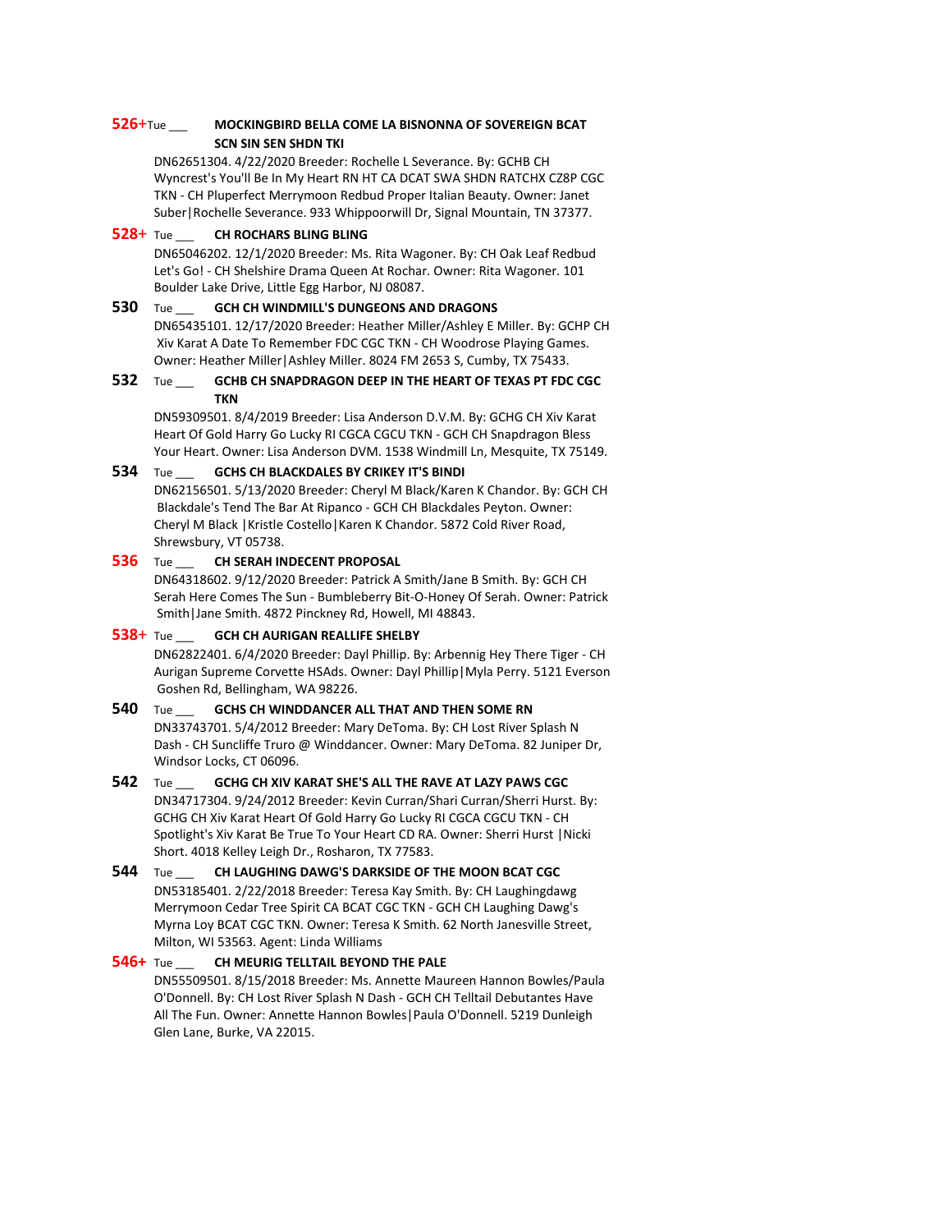**526+** Tue ___ **MOCKINGBIRD BELLA COME LA BISNONNA OF SOVEREIGN BCAT SCN SIN SEN SHDN TKI**
DN62651304. 4/22/2020 Breeder: Rochelle L Severance. By: GCHB CH Wyncrest's You'll Be In My Heart RN HT CA DCAT SWA SHDN RATCHX CZ8P CGC TKN - CH Pluperfect Merrymoon Redbud Proper Italian Beauty. Owner: Janet Suber|Rochelle Severance. 933 Whippoorwill Dr, Signal Mountain, TN 37377.

**528+** Tue ___ **CH ROCHARS BLING BLING**
DN65046202. 12/1/2020 Breeder: Ms. Rita Wagoner. By: CH Oak Leaf Redbud Let's Go! - CH Shelshire Drama Queen At Rochar. Owner: Rita Wagoner. 101 Boulder Lake Drive, Little Egg Harbor, NJ 08087.

**530** Tue ___ **GCH CH WINDMILL'S DUNGEONS AND DRAGONS**
DN65435101. 12/17/2020 Breeder: Heather Miller/Ashley E Miller. By: GCHP CH Xiv Karat A Date To Remember FDC CGC TKN - CH Woodrose Playing Games. Owner: Heather Miller|Ashley Miller. 8024 FM 2653 S, Cumby, TX 75433.

**532** Tue ___ **GCHB CH SNAPDRAGON DEEP IN THE HEART OF TEXAS PT FDC CGC TKN**
DN59309501. 8/4/2019 Breeder: Lisa Anderson D.V.M. By: GCHG CH Xiv Karat Heart Of Gold Harry Go Lucky RI CGCA CGCU TKN - GCH CH Snapdragon Bless Your Heart. Owner: Lisa Anderson DVM. 1538 Windmill Ln, Mesquite, TX 75149.

**534** Tue ___ **GCHS CH BLACKDALES BY CRIKEY IT'S BINDI**
DN62156501. 5/13/2020 Breeder: Cheryl M Black/Karen K Chandor. By: GCH CH Blackdale's Tend The Bar At Ripanco - GCH CH Blackdales Peyton. Owner: Cheryl M Black |Kristle Costello|Karen K Chandor. 5872 Cold River Road, Shrewsbury, VT 05738.

**536** Tue ___ **CH SERAH INDECENT PROPOSAL**
DN64318602. 9/12/2020 Breeder: Patrick A Smith/Jane B Smith. By: GCH CH Serah Here Comes The Sun - Bumbleberry Bit-O-Honey Of Serah. Owner: Patrick Smith|Jane Smith. 4872 Pinckney Rd, Howell, MI 48843.

**538+** Tue ___ **GCH CH AURIGAN REALLIFE SHELBY**
DN62822401. 6/4/2020 Breeder: Dayl Phillip. By: Arbennig Hey There Tiger - CH Aurigan Supreme Corvette HSAds. Owner: Dayl Phillip|Myla Perry. 5121 Everson Goshen Rd, Bellingham, WA 98226.

**540** Tue ___ **GCHS CH WINDDANCER ALL THAT AND THEN SOME RN**
DN33743701. 5/4/2012 Breeder: Mary DeToma. By: CH Lost River Splash N Dash - CH Suncliffe Truro @ Winddancer. Owner: Mary DeToma. 82 Juniper Dr, Windsor Locks, CT 06096.

**542** Tue ___ **GCHG CH XIV KARAT SHE'S ALL THE RAVE AT LAZY PAWS CGC**
DN34717304. 9/24/2012 Breeder: Kevin Curran/Shari Curran/Sherri Hurst. By: GCHG CH Xiv Karat Heart Of Gold Harry Go Lucky RI CGCA CGCU TKN - CH Spotlight's Xiv Karat Be True To Your Heart CD RA. Owner: Sherri Hurst |Nicki Short. 4018 Kelley Leigh Dr., Rosharon, TX 77583.

**544** Tue ___ **CH LAUGHING DAWG'S DARKSIDE OF THE MOON BCAT CGC**
DN53185401. 2/22/2018 Breeder: Teresa Kay Smith. By: CH Laughingdawg Merrymoon Cedar Tree Spirit CA BCAT CGC TKN - GCH CH Laughing Dawg's Myrna Loy BCAT CGC TKN. Owner: Teresa K Smith. 62 North Janesville Street, Milton, WI 53563. Agent: Linda Williams

**546+** Tue ___ **CH MEURIG TELLTAIL BEYOND THE PALE**
DN55509501. 8/15/2018 Breeder: Ms. Annette Maureen Hannon Bowles/Paula O'Donnell. By: CH Lost River Splash N Dash - GCH CH Telltail Debutantes Have All The Fun. Owner: Annette Hannon Bowles|Paula O'Donnell. 5219 Dunleigh Glen Lane, Burke, VA 22015.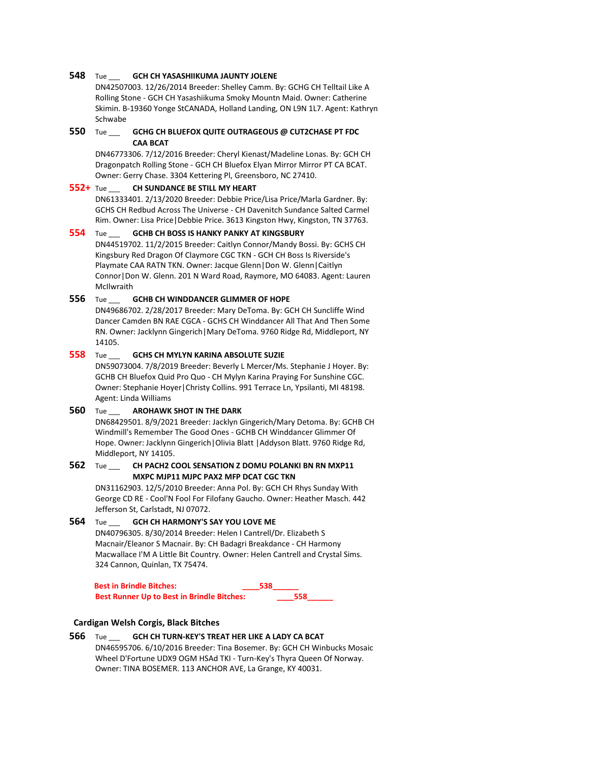**548** Tue ___ **GCH CH YASASHIIKUMA JAUNTY JOLENE**
DN42507003. 12/26/2014 Breeder: Shelley Camm. By: GCHG CH Telltail Like A Rolling Stone - GCH CH Yasashiikuma Smoky Mountn Maid. Owner: Catherine Skimin. B-19360 Yonge StCANADA, Holland Landing, ON L9N 1L7. Agent: Kathryn Schwabe

**550** Tue ___ **GCHG CH BLUEFOX QUITE OUTRAGEOUS @ CUT2CHASE PT FDC CAA BCAT**
DN46773306. 7/12/2016 Breeder: Cheryl Kienast/Madeline Lonas. By: GCH CH Dragonpatch Rolling Stone - GCH CH Bluefox Elyan Mirror Mirror PT CA BCAT. Owner: Gerry Chase. 3304 Kettering Pl, Greensboro, NC 27410.

**552+** Tue ___ **CH SUNDANCE BE STILL MY HEART**
DN61333401. 2/13/2020 Breeder: Debbie Price/Lisa Price/Marla Gardner. By: GCHS CH Redbud Across The Universe - CH Davenitch Sundance Salted Carmel Rim. Owner: Lisa Price|Debbie Price. 3613 Kingston Hwy, Kingston, TN 37763.

**554** Tue ___ **GCHB CH BOSS IS HANKY PANKY AT KINGSBURY**
DN44519702. 11/2/2015 Breeder: Caitlyn Connor/Mandy Bossi. By: GCHS CH Kingsbury Red Dragon Of Claymore CGC TKN - GCH CH Boss Is Riverside's Playmate CAA RATN TKN. Owner: Jacque Glenn|Don W. Glenn|Caitlyn Connor|Don W. Glenn. 201 N Ward Road, Raymore, MO 64083. Agent: Lauren McIlwraith

**556** Tue ___ **GCHB CH WINDDANCER GLIMMER OF HOPE**
DN49686702. 2/28/2017 Breeder: Mary DeToma. By: GCH CH Suncliffe Wind Dancer Camden BN RAE CGCA - GCHS CH Winddancer All That And Then Some RN. Owner: Jacklynn Gingerich|Mary DeToma. 9760 Ridge Rd, Middleport, NY 14105.

**558** Tue ___ **GCHS CH MYLYN KARINA ABSOLUTE SUZIE**
DN59073004. 7/8/2019 Breeder: Beverly L Mercer/Ms. Stephanie J Hoyer. By: GCHB CH Bluefox Quid Pro Quo - CH Mylyn Karina Praying For Sunshine CGC. Owner: Stephanie Hoyer|Christy Collins. 991 Terrace Ln, Ypsilanti, MI 48198. Agent: Linda Williams

**560** Tue ___ **AROHAWK SHOT IN THE DARK**
DN68429501. 8/9/2021 Breeder: Jacklyn Gingerich/Mary Detoma. By: GCHB CH Windmill's Remember The Good Ones - GCHB CH Winddancer Glimmer Of Hope. Owner: Jacklynn Gingerich|Olivia Blatt |Addyson Blatt. 9760 Ridge Rd, Middleport, NY 14105.

**562** Tue ___ **CH PACH2 COOL SENSATION Z DOMU POLANKI BN RN MXP11 MXPC MJP11 MJPC PAX2 MFP DCAT CGC TKN**
DN31162903. 12/5/2010 Breeder: Anna Pol. By: GCH CH Rhys Sunday With George CD RE - Cool'N Fool For Filofany Gaucho. Owner: Heather Masch. 442 Jefferson St, Carlstadt, NJ 07072.

**564** Tue ___ **GCH CH HARMONY'S SAY YOU LOVE ME**
DN40796305. 8/30/2014 Breeder: Helen I Cantrell/Dr. Elizabeth S Macnair/Eleanor S Macnair. By: CH Badagri Breakdance - CH Harmony Macwallace I'M A Little Bit Country. Owner: Helen Cantrell and Crystal Sims. 324 Cannon, Quinlan, TX 75474.

**Best in Brindle Bitches:** ____538______
**Best Runner Up to Best in Brindle Bitches:** ____558______

### Cardigan Welsh Corgis, Black Bitches

**566** Tue ___ **GCH CH TURN-KEY'S TREAT HER LIKE A LADY CA BCAT**
DN46595706. 6/10/2016 Breeder: Tina Bosemer. By: GCH CH Winbucks Mosaic Wheel D'Fortune UDX9 OGM HSAd TKI - Turn-Key's Thyra Queen Of Norway. Owner: TINA BOSEMER. 113 ANCHOR AVE, La Grange, KY 40031.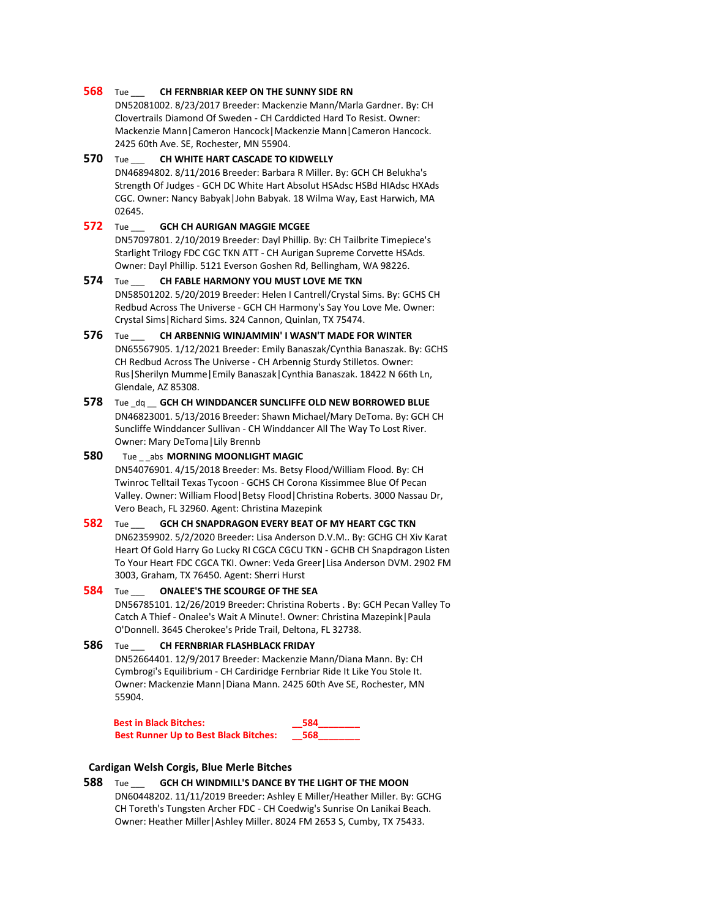**568** Tue ___ **CH FERNBRIAR KEEP ON THE SUNNY SIDE RN**
DN52081002. 8/23/2017 Breeder: Mackenzie Mann/Marla Gardner. By: CH Clovertrails Diamond Of Sweden - CH Carddicted Hard To Resist. Owner: Mackenzie Mann|Cameron Hancock|Mackenzie Mann|Cameron Hancock. 2425 60th Ave. SE, Rochester, MN 55904.

**570** Tue ___ **CH WHITE HART CASCADE TO KIDWELLY**
DN46894802. 8/11/2016 Breeder: Barbara R Miller. By: GCH CH Belukha's Strength Of Judges - GCH DC White Hart Absolut HSAdsc HSBd HIAdsc HXAds CGC. Owner: Nancy Babyak|John Babyak. 18 Wilma Way, East Harwich, MA 02645.

**572** Tue ___ **GCH CH AURIGAN MAGGIE MCGEE**
DN57097801. 2/10/2019 Breeder: Dayl Phillip. By: CH Tailbrite Timepiece's Starlight Trilogy FDC CGC TKN ATT - CH Aurigan Supreme Corvette HSAds. Owner: Dayl Phillip. 5121 Everson Goshen Rd, Bellingham, WA 98226.

**574** Tue ___ **CH FABLE HARMONY YOU MUST LOVE ME TKN**
DN58501202. 5/20/2019 Breeder: Helen I Cantrell/Crystal Sims. By: GCHS CH Redbud Across The Universe - GCH CH Harmony's Say You Love Me. Owner: Crystal Sims|Richard Sims. 324 Cannon, Quinlan, TX 75474.

**576** Tue ___ **CH ARBENNIG WINJAMMIN' I WASN'T MADE FOR WINTER**
DN65567905. 1/12/2021 Breeder: Emily Banaszak/Cynthia Banaszak. By: GCHS CH Redbud Across The Universe - CH Arbennig Sturdy Stilletos. Owner: Rus|Sherilyn Mumme|Emily Banaszak|Cynthia Banaszak. 18422 N 66th Ln, Glendale, AZ 85308.

**578** Tue _dq__ **GCH CH WINDDANCER SUNCLIFFE OLD NEW BORROWED BLUE**
DN46823001. 5/13/2016 Breeder: Shawn Michael/Mary DeToma. By: GCH CH Suncliffe Winddancer Sullivan - CH Winddancer All The Way To Lost River. Owner: Mary DeToma|Lily Brennb

**580** Tue _ _abs **MORNING MOONLIGHT MAGIC**
DN54076901. 4/15/2018 Breeder: Ms. Betsy Flood/William Flood. By: CH Twinroc Telltail Texas Tycoon - GCHS CH Corona Kissimmee Blue Of Pecan Valley. Owner: William Flood|Betsy Flood|Christina Roberts. 3000 Nassau Dr, Vero Beach, FL 32960. Agent: Christina Mazepink

**582** Tue ___ **GCH CH SNAPDRAGON EVERY BEAT OF MY HEART CGC TKN**
DN62359902. 5/2/2020 Breeder: Lisa Anderson D.V.M.. By: GCHG CH Xiv Karat Heart Of Gold Harry Go Lucky RI CGCA CGCU TKN - GCHB CH Snapdragon Listen To Your Heart FDC CGCA TKI. Owner: Veda Greer|Lisa Anderson DVM. 2902 FM 3003, Graham, TX 76450. Agent: Sherri Hurst

**584** Tue ___ **ONALEE'S THE SCOURGE OF THE SEA**
DN56785101. 12/26/2019 Breeder: Christina Roberts . By: GCH Pecan Valley To Catch A Thief - Onalee's Wait A Minute!. Owner: Christina Mazepink|Paula O'Donnell. 3645 Cherokee's Pride Trail, Deltona, FL 32738.

**586** Tue ___ **CH FERNBRIAR FLASHBLACK FRIDAY**
DN52664401. 12/9/2017 Breeder: Mackenzie Mann/Diana Mann. By: CH Cymbrogi's Equilibrium - CH Cardiridge Fernbriar Ride It Like You Stole It. Owner: Mackenzie Mann|Diana Mann. 2425 60th Ave SE, Rochester, MN 55904.

**Best in Black Bitches:** __584________
**Best Runner Up to Best Black Bitches:** __568________

### Cardigan Welsh Corgis, Blue Merle Bitches

**588** Tue ___ **GCH CH WINDMILL'S DANCE BY THE LIGHT OF THE MOON**
DN60448202. 11/11/2019 Breeder: Ashley E Miller/Heather Miller. By: GCHG CH Toreth's Tungsten Archer FDC - CH Coedwig's Sunrise On Lanikai Beach. Owner: Heather Miller|Ashley Miller. 8024 FM 2653 S, Cumby, TX 75433.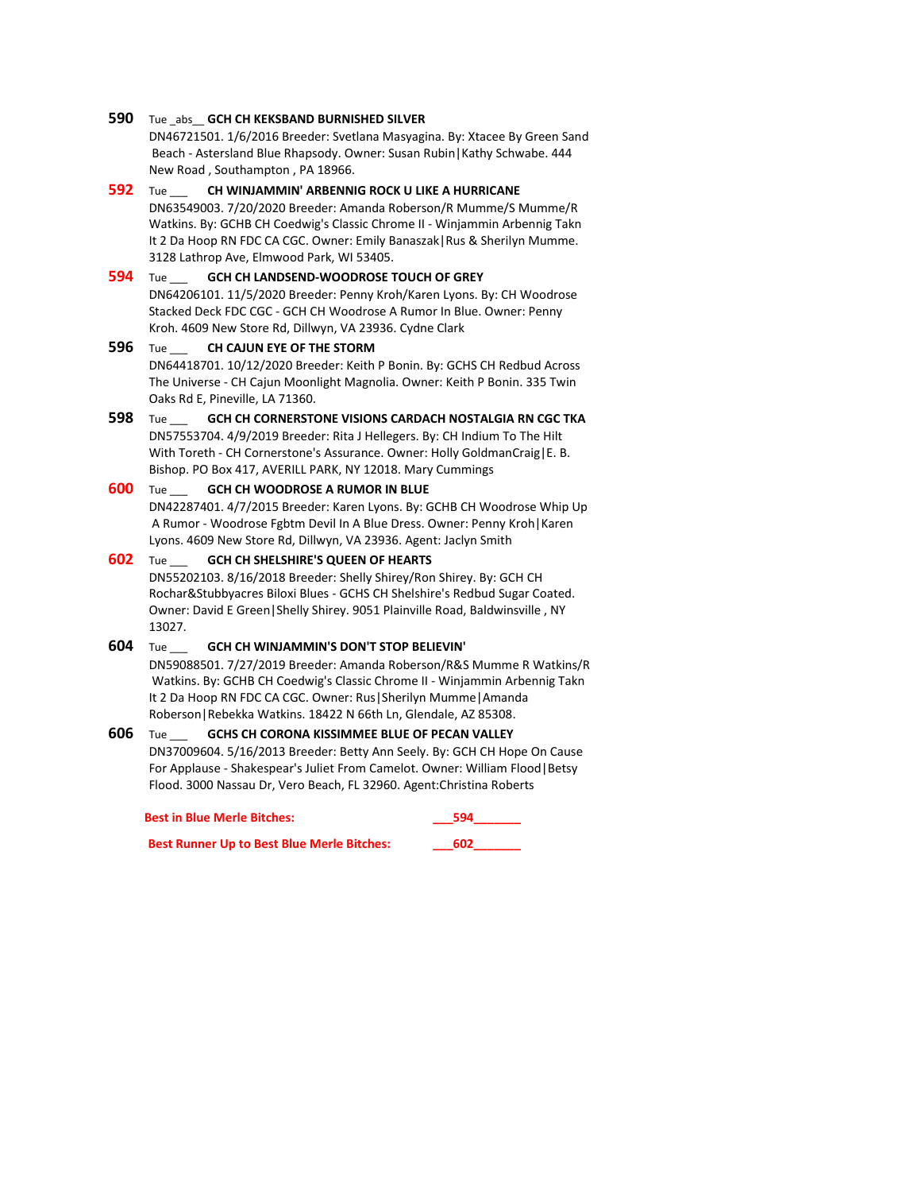**590** Tue _abs__ **GCH CH KEKSBAND BURNISHED SILVER**
DN46721501. 1/6/2016 Breeder: Svetlana Masyagina. By: Xtacee By Green Sand Beach - Astersland Blue Rhapsody. Owner: Susan Rubin|Kathy Schwabe. 444 New Road , Southampton , PA 18966.

**592** Tue ___ **CH WINJAMMIN' ARBENNIG ROCK U LIKE A HURRICANE**
DN63549003. 7/20/2020 Breeder: Amanda Roberson/R Mumme/S Mumme/R Watkins. By: GCHB CH Coedwig's Classic Chrome II - Winjammin Arbennig Takn It 2 Da Hoop RN FDC CA CGC. Owner: Emily Banaszak|Rus & Sherilyn Mumme. 3128 Lathrop Ave, Elmwood Park, WI 53405.

**594** Tue ___ **GCH CH LANDSEND-WOODROSE TOUCH OF GREY**
DN64206101. 11/5/2020 Breeder: Penny Kroh/Karen Lyons. By: CH Woodrose Stacked Deck FDC CGC - GCH CH Woodrose A Rumor In Blue. Owner: Penny Kroh. 4609 New Store Rd, Dillwyn, VA 23936. Cydne Clark

**596** Tue ___ **CH CAJUN EYE OF THE STORM**
DN64418701. 10/12/2020 Breeder: Keith P Bonin. By: GCHS CH Redbud Across The Universe - CH Cajun Moonlight Magnolia. Owner: Keith P Bonin. 335 Twin Oaks Rd E, Pineville, LA 71360.

**598** Tue ___ **GCH CH CORNERSTONE VISIONS CARDACH NOSTALGIA RN CGC TKA**
DN57553704. 4/9/2019 Breeder: Rita J Hellegers. By: CH Indium To The Hilt With Toreth - CH Cornerstone's Assurance. Owner: Holly GoldmanCraig|E. B. Bishop. PO Box 417, AVERILL PARK, NY 12018. Mary Cummings

**600** Tue ___ **GCH CH WOODROSE A RUMOR IN BLUE**
DN42287401. 4/7/2015 Breeder: Karen Lyons. By: GCHB CH Woodrose Whip Up A Rumor - Woodrose Fgbtm Devil In A Blue Dress. Owner: Penny Kroh|Karen Lyons. 4609 New Store Rd, Dillwyn, VA 23936. Agent: Jaclyn Smith

**602** Tue ___ **GCH CH SHELSHIRE'S QUEEN OF HEARTS**
DN55202103. 8/16/2018 Breeder: Shelly Shirey/Ron Shirey. By: GCH CH Rochar&Stubbyacres Biloxi Blues - GCHS CH Shelshire's Redbud Sugar Coated. Owner: David E Green|Shelly Shirey. 9051 Plainville Road, Baldwinsville , NY 13027.

**604** Tue ___ **GCH CH WINJAMMIN'S DON'T STOP BELIEVIN'**
DN59088501. 7/27/2019 Breeder: Amanda Roberson/R&S Mumme R Watkins/R Watkins. By: GCHB CH Coedwig's Classic Chrome II - Winjammin Arbennig Takn It 2 Da Hoop RN FDC CA CGC. Owner: Rus|Sherilyn Mumme|Amanda Roberson|Rebekka Watkins. 18422 N 66th Ln, Glendale, AZ 85308.

**606** Tue ___ **GCHS CH CORONA KISSIMMEE BLUE OF PECAN VALLEY**
DN37009604. 5/16/2013 Breeder: Betty Ann Seely. By: GCH CH Hope On Cause For Applause - Shakespear's Juliet From Camelot. Owner: William Flood|Betsy Flood. 3000 Nassau Dr, Vero Beach, FL 32960. Agent:Christina Roberts

**Best in Blue Merle Bitches:** ___594_______

**Best Runner Up to Best Blue Merle Bitches:** ___602_______